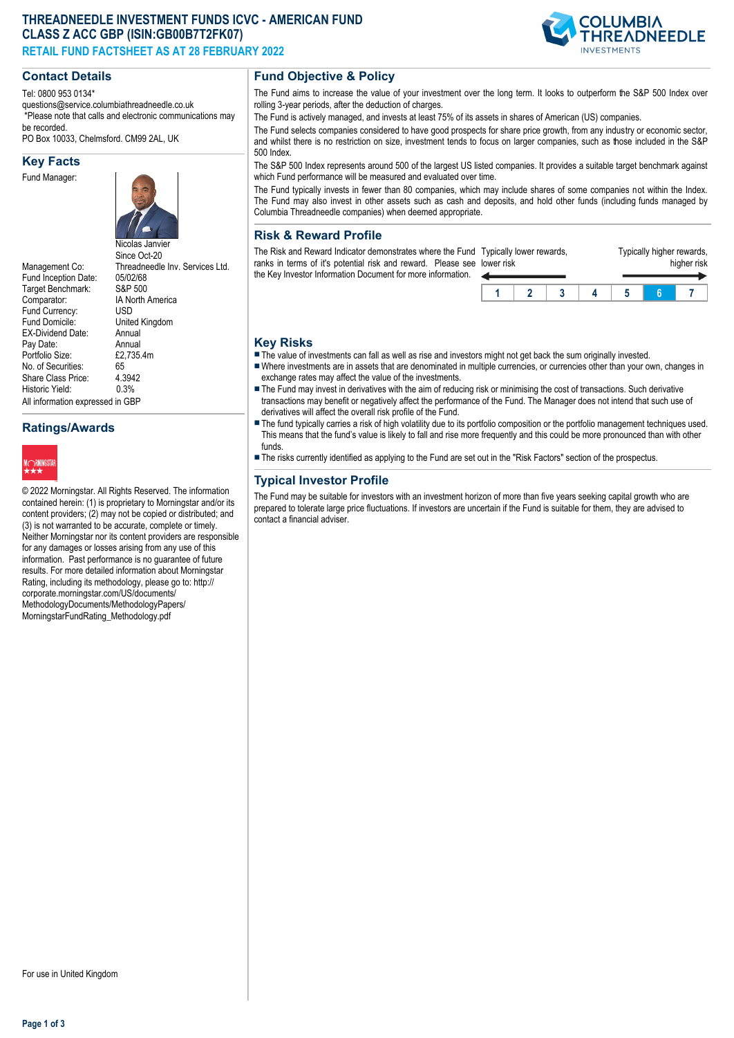# THREADNEEDLE INVESTMENT FUNDS ICVC - AMERICAN FUND CLASS Z ACC GBP (ISIN:GB00B7T2FK07)

**RETAIL FUND FACTSHEET AS AT 28 FEBRUARY 2022**

## Contact Details

Tel: 0800 953 0134*
questions@service.columbiathreadneedle.co.uk
*Please note that calls and electronic communications may be recorded.
PO Box 10033, Chelmsford. CM99 2AL, UK

## Key Facts

| | |
|---|---|
| Fund Manager: | Nicolas Janvier<br>Since Oct-20 |
| Management Co: | Threadneedle Inv. Services Ltd. |
| Fund Inception Date: | 05/02/68 |
| Target Benchmark: | S&P 500 |
| Comparator: | IA North America |
| Fund Currency: | USD |
| Fund Domicile: | United Kingdom |
| EX-Dividend Date: | Annual |
| Pay Date: | Annual |
| Portfolio Size: | £2,735.4m |
| No. of Securities: | 65 |
| Share Class Price: | 4.3942 |
| Historic Yield: | 0.3% |

All information expressed in GBP

## Ratings/Awards

MORNINGSTAR ★★★

© 2022 Morningstar. All Rights Reserved. The information contained herein: (1) is proprietary to Morningstar and/or its content providers; (2) may not be copied or distributed; and (3) is not warranted to be accurate, complete or timely. Neither Morningstar nor its content providers are responsible for any damages or losses arising from any use of this information. Past performance is no guarantee of future results. For more detailed information about Morningstar Rating, including its methodology, please go to: http://corporate.morningstar.com/US/documents/MethodologyDocuments/MethodologyPapers/MorningstarFundRating_Methodology.pdf

For use in United Kingdom

## Fund Objective & Policy

The Fund aims to increase the value of your investment over the long term. It looks to outperform the S&P 500 Index over rolling 3-year periods, after the deduction of charges.

The Fund is actively managed, and invests at least 75% of its assets in shares of American (US) companies.

The Fund selects companies considered to have good prospects for share price growth, from any industry or economic sector, and whilst there is no restriction on size, investment tends to focus on larger companies, such as those included in the S&P 500 Index.

The S&P 500 Index represents around 500 of the largest US listed companies. It provides a suitable target benchmark against which Fund performance will be measured and evaluated over time.

The Fund typically invests in fewer than 80 companies, which may include shares of some companies not within the Index. The Fund may also invest in other assets such as cash and deposits, and hold other funds (including funds managed by Columbia Threadneedle companies) when deemed appropriate.

## Risk & Reward Profile

The Risk and Reward Indicator demonstrates where the Fund ranks in terms of it's potential risk and reward. Please see the Key Investor Document for more information.

Typically lower rewards, lower risk — Typically higher rewards, higher risk

| 1 | 2 | 3 | 4 | 5 | **6** | 7 |
|---|---|---|---|---|---|---|

## Key Risks

- The value of investments can fall as well as rise and investors might not get back the sum originally invested.
- Where investments are in assets that are denominated in multiple currencies, or currencies other than your own, changes in exchange rates may affect the value of the investments.
- The Fund may invest in derivatives with the aim of reducing risk or minimising the cost of transactions. Such derivative transactions may benefit or negatively affect the performance of the Fund. The Manager does not intend that such use of derivatives will affect the overall risk profile of the Fund.
- The fund typically carries a risk of high volatility due to its portfolio composition or the portfolio management techniques used. This means that the fund's value is likely to fall and rise more frequently and this could be more pronounced than with other funds.
- The risks currently identified as applying to the Fund are set out in the "Risk Factors" section of the prospectus.

## Typical Investor Profile

The Fund may be suitable for investors with an investment horizon of more than five years seeking capital growth who are prepared to tolerate large price fluctuations. If investors are uncertain if the Fund is suitable for them, they are advised to contact a financial adviser.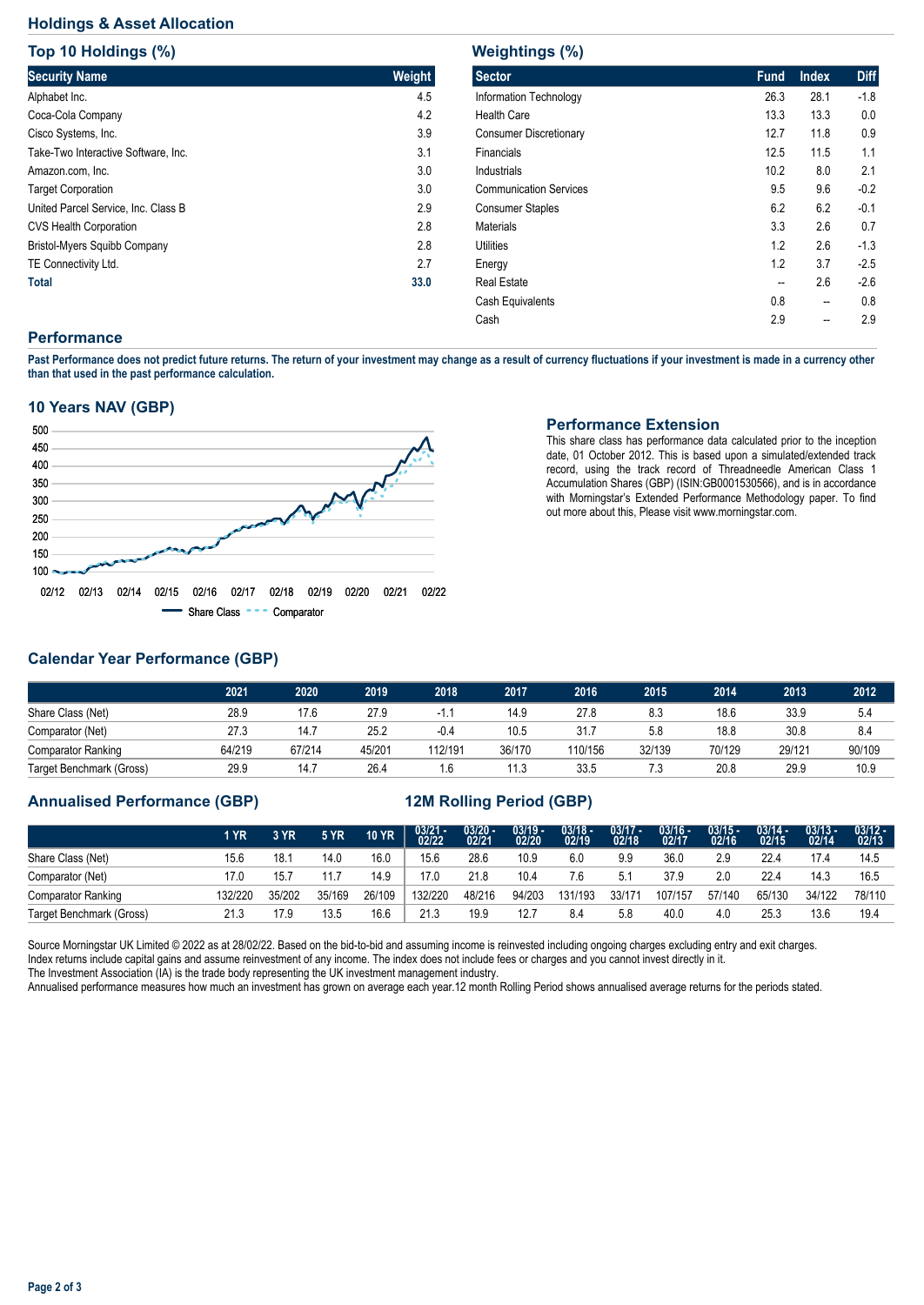## Holdings & Asset Allocation

### Top 10 Holdings (%)

| Security Name | Weight |
|---|---|
| Alphabet Inc. | 4.5 |
| Coca-Cola Company | 4.2 |
| Cisco Systems, Inc. | 3.9 |
| Take-Two Interactive Software, Inc. | 3.1 |
| Amazon.com, Inc. | 3.0 |
| Target Corporation | 3.0 |
| United Parcel Service, Inc. Class B | 2.9 |
| CVS Health Corporation | 2.8 |
| Bristol-Myers Squibb Company | 2.8 |
| TE Connectivity Ltd. | 2.7 |
| **Total** | **33.0** |

### Weightings (%)

| Sector | Fund | Index | Diff |
|---|---|---|---|
| Information Technology | 26.3 | 28.1 | -1.8 |
| Health Care | 13.3 | 13.3 | 0.0 |
| Consumer Discretionary | 12.7 | 11.8 | 0.9 |
| Financials | 12.5 | 11.5 | 1.1 |
| Industrials | 10.2 | 8.0 | 2.1 |
| Communication Services | 9.5 | 9.6 | -0.2 |
| Consumer Staples | 6.2 | 6.2 | -0.1 |
| Materials | 3.3 | 2.6 | 0.7 |
| Utilities | 1.2 | 2.6 | -1.3 |
| Energy | 1.2 | 3.7 | -2.5 |
| Real Estate | -- | 2.6 | -2.6 |
| Cash Equivalents | 0.8 | -- | 0.8 |
| Cash | 2.9 | -- | 2.9 |

## Performance

**Past Performance does not predict future returns. The return of your investment may change as a result of currency fluctuations if your investment is made in a currency other than that used in the past performance calculation.**

### 10 Years NAV (GBP)

Share Class · Comparator

### Performance Extension

This share class has performance data calculated prior to the inception date, 01 October 2012. This is based upon a simulated/extended track record, using the track record of Threadneedle American Class 1 Accumulation Shares (GBP) (ISIN:GB0001530566), and is in accordance with Morningstar's Extended Performance Methodology paper. To find out more about this, Please visit www.morningstar.com.

### Calendar Year Performance (GBP)

| | 2021 | 2020 | 2019 | 2018 | 2017 | 2016 | 2015 | 2014 | 2013 | 2012 |
|---|---|---|---|---|---|---|---|---|---|---|
| Share Class (Net) | 28.9 | 17.6 | 27.9 | -1.1 | 14.9 | 27.8 | 8.3 | 18.6 | 33.9 | 5.4 |
| Comparator (Net) | 27.3 | 14.7 | 25.2 | -0.4 | 10.5 | 31.7 | 5.8 | 18.8 | 30.8 | 8.4 |
| Comparator Ranking | 64/219 | 67/214 | 45/201 | 112/191 | 36/170 | 110/156 | 32/139 | 70/129 | 29/121 | 90/109 |
| Target Benchmark (Gross) | 29.9 | 14.7 | 26.4 | 1.6 | 11.3 | 33.5 | 7.3 | 20.8 | 29.9 | 10.9 |

### Annualised Performance (GBP) / 12M Rolling Period (GBP)

| | 1 YR | 3 YR | 5 YR | 10 YR | 03/21 - 02/22 | 03/20 - 02/21 | 03/19 - 02/20 | 03/18 - 02/19 | 03/17 - 02/18 | 03/16 - 02/17 | 03/15 - 02/16 | 03/14 - 02/15 | 03/13 - 02/14 | 03/12 - 02/13 |
|---|---|---|---|---|---|---|---|---|---|---|---|---|---|---|
| Share Class (Net) | 15.6 | 18.1 | 14.0 | 16.0 | 15.6 | 28.6 | 10.9 | 6.0 | 9.9 | 36.0 | 2.9 | 22.4 | 17.4 | 14.5 |
| Comparator (Net) | 17.0 | 15.7 | 11.7 | 14.9 | 17.0 | 21.8 | 10.4 | 7.6 | 5.1 | 37.9 | 2.0 | 22.4 | 14.3 | 16.5 |
| Comparator Ranking | 132/220 | 35/202 | 35/169 | 26/109 | 132/220 | 48/216 | 94/203 | 131/193 | 33/171 | 107/157 | 57/140 | 65/130 | 34/122 | 78/110 |
| Target Benchmark (Gross) | 21.3 | 17.9 | 13.5 | 16.6 | 21.3 | 19.9 | 12.7 | 8.4 | 5.8 | 40.0 | 4.0 | 25.3 | 13.6 | 19.4 |

Source Morningstar UK Limited © 2022 as at 28/02/22. Based on the bid-to-bid and assuming income is reinvested including ongoing charges excluding entry and exit charges. Index returns include capital gains and assume reinvestment of any income. The index does not include fees or charges and you cannot invest directly in it.
The Investment Association (IA) is the trade body representing the UK investment management industry.
Annualised performance measures how much an investment has grown on average each year.12 month Rolling Period shows annualised average returns for the periods stated.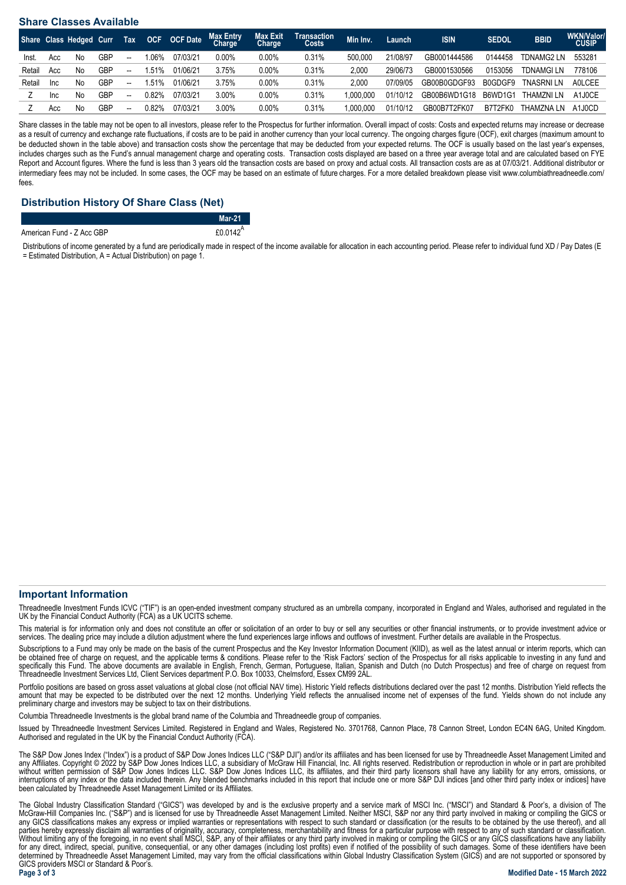## Share Classes Available

| Share | Class | Hedged | Curr | Tax | OCF | OCF Date | Max Entry Charge | Max Exit Charge | Transaction Costs | Min Inv. | Launch | ISIN | SEDOL | BBID | WKN/Valor/ CUSIP |
|---|---|---|---|---|---|---|---|---|---|---|---|---|---|---|---|
| Inst. | Acc | No | GBP | -- | 1.06% | 07/03/21 | 0.00% | 0.00% | 0.31% | 500,000 | 21/08/97 | GB0001444586 | 0144458 | TDNAMG2 LN | 553281 |
| Retail | Acc | No | GBP | -- | 1.51% | 01/06/21 | 3.75% | 0.00% | 0.31% | 2,000 | 29/06/73 | GB0001530566 | 0153056 | TDNAMGI LN | 778106 |
| Retail | Inc | No | GBP | -- | 1.51% | 01/06/21 | 3.75% | 0.00% | 0.31% | 2,000 | 07/09/05 | GB00B0GDGF93 | B0GDGF9 | TNASRNI LN | A0LCEE |
| Z | Inc | No | GBP | -- | 0.82% | 07/03/21 | 3.00% | 0.00% | 0.31% | 1,000,000 | 01/10/12 | GB00B6WD1G18 | B6WD1G1 | THAMZNI LN | A1J0CE |
| Z | Acc | No | GBP | -- | 0.82% | 07/03/21 | 3.00% | 0.00% | 0.31% | 1,000,000 | 01/10/12 | GB00B7T2FK07 | B7T2FK0 | THAMZNA LN | A1J0CD |

Share classes in the table may not be open to all investors, please refer to the Prospectus for further information. Overall impact of costs: Costs and expected returns may increase or decrease as a result of currency and exchange rate fluctuations, if costs are to be paid in another currency than your local currency. The ongoing charges figure (OCF), exit charges (maximum amount to be deducted shown in the table above) and transaction costs show the percentage that may be deducted from your expected returns. The OCF is usually based on the last year's expenses, includes charges such as the Fund's annual management charge and operating costs. Transaction costs displayed are based on a three year average total and are calculated based on FYE Report and Account figures. Where the fund is less than 3 years old the transaction costs are based on proxy and actual costs. All transaction costs are as at 07/03/21. Additional distributor or intermediary fees may not be included. In some cases, the OCF may be based on an estimate of future charges. For a more detailed breakdown please visit www.columbiathreadneedle.com/fees.

## Distribution History Of Share Class (Net)

| | Mar-21 |
|---|---|
| American Fund - Z Acc GBP | £0.0142[A] |

Distributions of income generated by a fund are periodically made in respect of the income available for allocation in each accounting period. Please refer to individual fund XD / Pay Dates (E = Estimated Distribution, A = Actual Distribution) on page 1.

## Important Information

Threadneedle Investment Funds ICVC ("TIF") is an open-ended investment company structured as an umbrella company, incorporated in England and Wales, authorised and regulated in the UK by the Financial Conduct Authority (FCA) as a UK UCITS scheme.

This material is for information only and does not constitute an offer or solicitation of an order to buy or sell any securities or other financial instruments, or to provide investment advice or services. The dealing price may include a dilution adjustment where the fund experiences large inflows and outflows of investment. Further details are available in the Prospectus.

Subscriptions to a Fund may only be made on the basis of the current Prospectus and the Key Investor Information Document (KIID), as well as the latest annual or interim reports, which can be obtained free of charge on request, and the applicable terms & conditions. Please refer to the 'Risk Factors' section of the Prospectus for all risks applicable to investing in any fund and specifically this Fund. The above documents are available in English, French, German, Portuguese, Italian, Spanish and Dutch (no Dutch Prospectus) and free of charge on request from Threadneedle Investment Services Ltd, Client Services department P.O. Box 10033, Chelmsford, Essex CM99 2AL.

Portfolio positions are based on gross asset valuations at global close (not official NAV time). Historic Yield reflects distributions declared over the past 12 months. Distribution Yield reflects the amount that may be expected to be distributed over the next 12 months. Underlying Yield reflects the annualised income net of expenses of the fund. Yields shown do not include any preliminary charge and investors may be subject to tax on their distributions.

Columbia Threadneedle Investments is the global brand name of the Columbia and Threadneedle group of companies.

Issued by Threadneedle Investment Services Limited. Registered in England and Wales, Registered No. 3701768, Cannon Place, 78 Cannon Street, London EC4N 6AG, United Kingdom. Authorised and regulated in the UK by the Financial Conduct Authority (FCA).

The S&P Dow Jones Index ("Index") is a product of S&P Dow Jones Indices LLC ("S&P DJI") and/or its affiliates and has been licensed for use by Threadneedle Asset Management Limited and any Affiliates. Copyright © 2022 by S&P Dow Jones Indices LLC, a subsidiary of McGraw Hill Financial, Inc. All rights reserved. Redistribution or reproduction in whole or in part are prohibited without written permission of S&P Dow Jones Indices LLC. S&P Dow Jones Indices LLC, its affiliates, and their third party licensors shall have any liability for any errors, omissions, or interruptions of any index or the data included therein. Any blended benchmarks included in this report that include one or more S&P DJI indices [and other third party index or indices] have been calculated by Threadneedle Asset Management Limited or its Affiliates.

The Global Industry Classification Standard ("GICS") was developed by and is the exclusive property and a service mark of MSCI Inc. ("MSCI") and Standard & Poor's, a division of The McGraw-Hill Companies Inc. ("S&P") and is licensed for use by Threadneedle Asset Management Limited. Neither MSCI, S&P nor any third party involved in making or compiling the GICS or any GICS classifications makes any express or implied warranties or representations with respect to such standard or classification (or the results to be obtained by the use thereof), and all parties hereby expressly disclaim all warranties of originality, accuracy, completeness, merchantability and fitness for a particular purpose with respect to any of such standard or classification. Without limiting any of the foregoing, in no event shall MSCI, S&P, any of their affiliates or any third party involved in making or compiling the GICS or any GICS classifications have any liability for any direct, indirect, special, punitive, consequential, or any other damages (including lost profits) even if notified of the possibility of such damages. Some of these identifiers have been determined by Threadneedle Asset Management Limited, may vary from the official classifications within Global Industry Classification System (GICS) and are not supported or sponsored by GICS providers MSCI or Standard & Poor's.

Modified Date - 15 March 2022